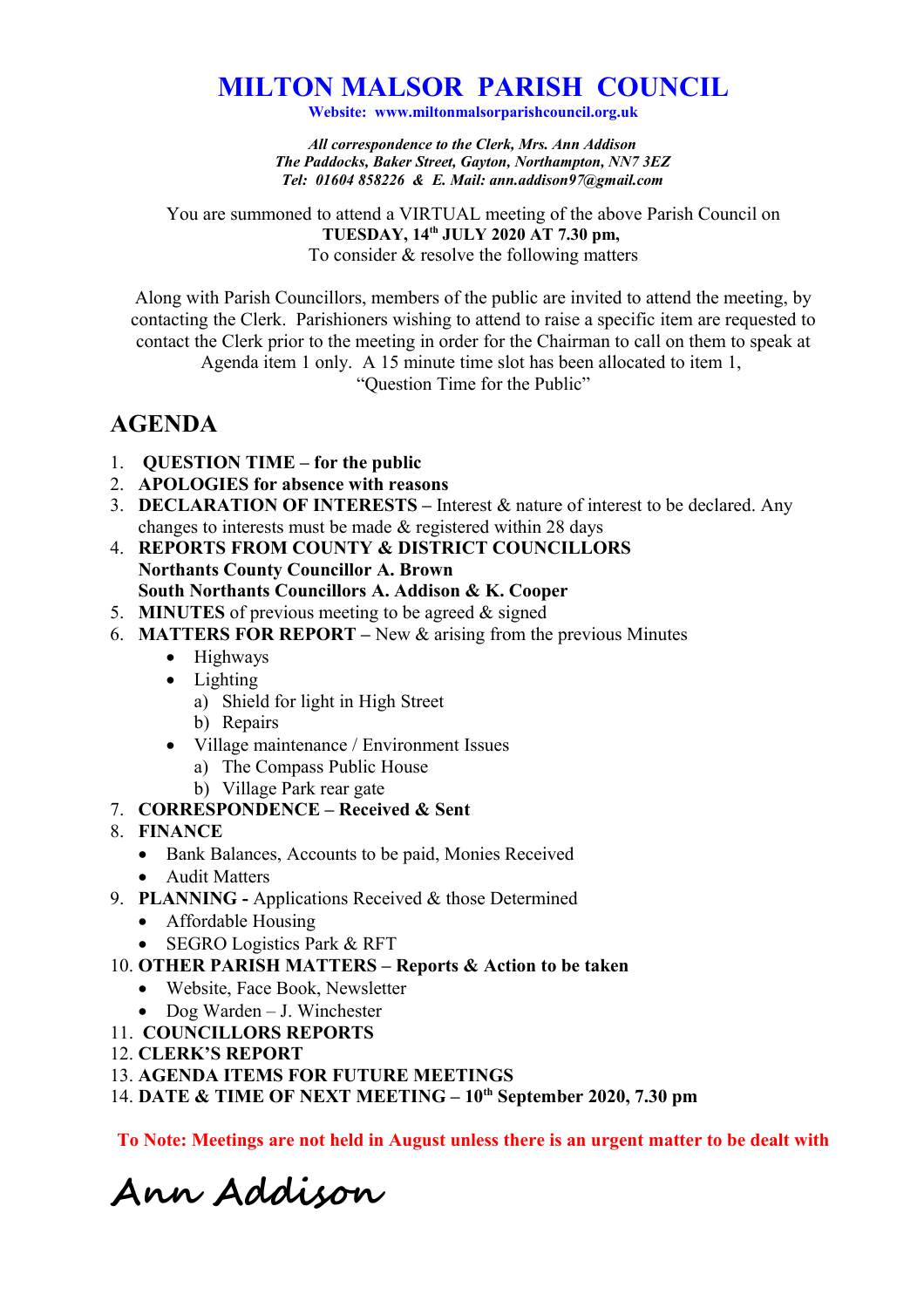# MILTON MALSOR PARISH COUNCIL

**Website: www.miltonmalsorparishcouncil.org.uk**

*All correspondence to the Clerk, Mrs. Ann Addison*
*The Paddocks, Baker Street, Gayton, Northampton, NN7 3EZ*
*Tel: 01604 858226 & E. Mail: ann.addison97@gmail.com*

You are summoned to attend a VIRTUAL meeting of the above Parish Council on
**TUESDAY, 14th JULY 2020 AT 7.30 pm,**
To consider & resolve the following matters

Along with Parish Councillors, members of the public are invited to attend the meeting, by contacting the Clerk. Parishioners wishing to attend to raise a specific item are requested to contact the Clerk prior to the meeting in order for the Chairman to call on them to speak at Agenda item 1 only. A 15 minute time slot has been allocated to item 1, "Question Time for the Public"

## AGENDA

1. **QUESTION TIME – for the public**
2. **APOLOGIES for absence with reasons**
3. **DECLARATION OF INTERESTS –** Interest & nature of interest to be declared. Any changes to interests must be made & registered within 28 days
4. **REPORTS FROM COUNTY & DISTRICT COUNCILLORS**
   **Northants County Councillor A. Brown**
   **South Northants Councillors A. Addison & K. Cooper**
5. **MINUTES** of previous meeting to be agreed & signed
6. **MATTERS FOR REPORT –** New & arising from the previous Minutes
   - Highways
   - Lighting
     a) Shield for light in High Street
     b) Repairs
   - Village maintenance / Environment Issues
     a) The Compass Public House
     b) Village Park rear gate
7. **CORRESPONDENCE – Received & Sent**
8. **FINANCE**
   - Bank Balances, Accounts to be paid, Monies Received
   - Audit Matters
9. **PLANNING -** Applications Received & those Determined
   - Affordable Housing
   - SEGRO Logistics Park & RFT
10. **OTHER PARISH MATTERS – Reports & Action to be taken**
    - Website, Face Book, Newsletter
    - Dog Warden – J. Winchester
11. **COUNCILLORS REPORTS**
12. **CLERK'S REPORT**
13. **AGENDA ITEMS FOR FUTURE MEETINGS**
14. **DATE & TIME OF NEXT MEETING – 10th September 2020, 7.30 pm**

**To Note: Meetings are not held in August unless there is an urgent matter to be dealt with**

Ann Addison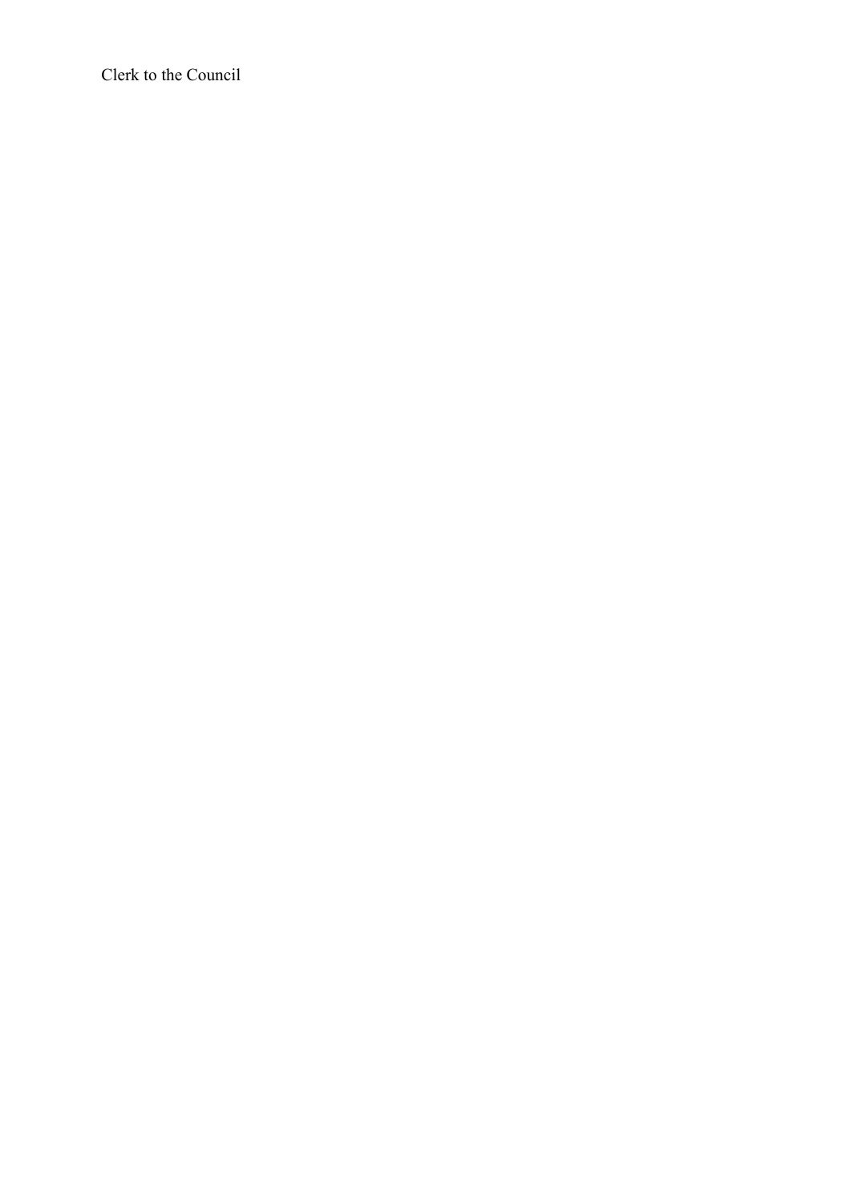Clerk to the Council